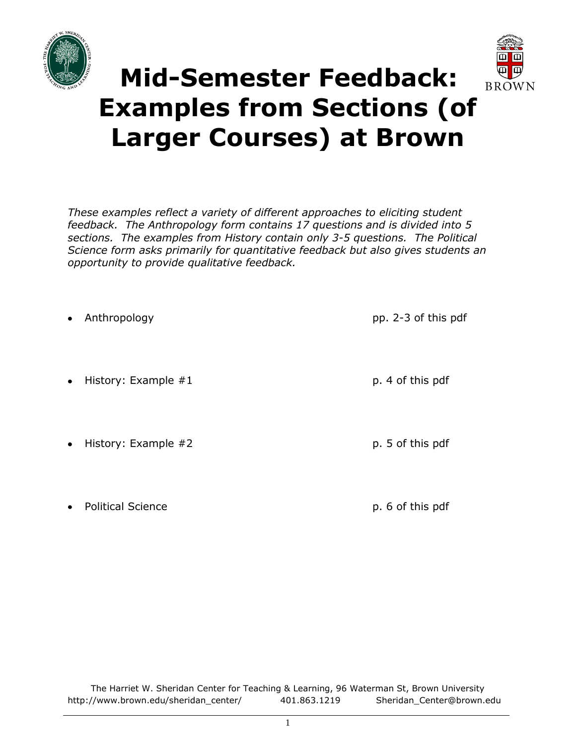# Mid-Semester Feedback: Examples from Sections (of Larger Courses) at Brown

*These examples reflect a variety of different approaches to eliciting student feedback. The Anthropology form contains 17 questions and is divided into 5 sections. The examples from History contain only 3-5 questions. The Political Science form asks primarily for quantitative feedback but also gives students an opportunity to provide qualitative feedback.*

- Anthropology — pp. 2-3 of this pdf
- History: Example #1 — p. 4 of this pdf
- History: Example #2 — p. 5 of this pdf
- Political Science — p. 6 of this pdf

The Harriet W. Sheridan Center for Teaching & Learning, 96 Waterman St, Brown University
http://www.brown.edu/sheridan_center/ 401.863.1219 Sheridan_Center@brown.edu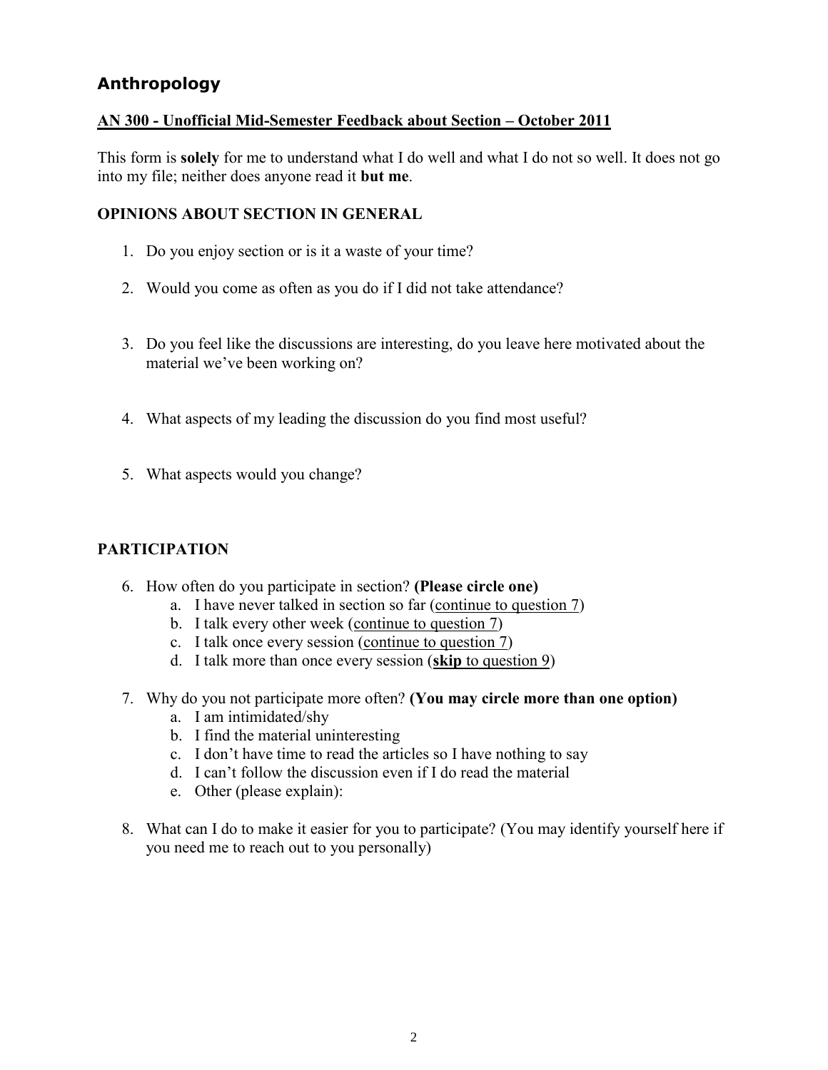## Anthropology

**AN 300 - Unofficial Mid-Semester Feedback about Section – October 2011**

This form is **solely** for me to understand what I do well and what I do not so well. It does not go into my file; neither does anyone read it **but me**.

**OPINIONS ABOUT SECTION IN GENERAL**

1. Do you enjoy section or is it a waste of your time?
2. Would you come as often as you do if I did not take attendance?
3. Do you feel like the discussions are interesting, do you leave here motivated about the material we've been working on?
4. What aspects of my leading the discussion do you find most useful?
5. What aspects would you change?

**PARTICIPATION**

6. How often do you participate in section? **(Please circle one)**
   a. I have never talked in section so far (continue to question 7)
   b. I talk every other week (continue to question 7)
   c. I talk once every session (continue to question 7)
   d. I talk more than once every session (**skip** to question 9)
7. Why do you not participate more often? **(You may circle more than one option)**
   a. I am intimidated/shy
   b. I find the material uninteresting
   c. I don't have time to read the articles so I have nothing to say
   d. I can't follow the discussion even if I do read the material
   e. Other (please explain):
8. What can I do to make it easier for you to participate? (You may identify yourself here if you need me to reach out to you personally)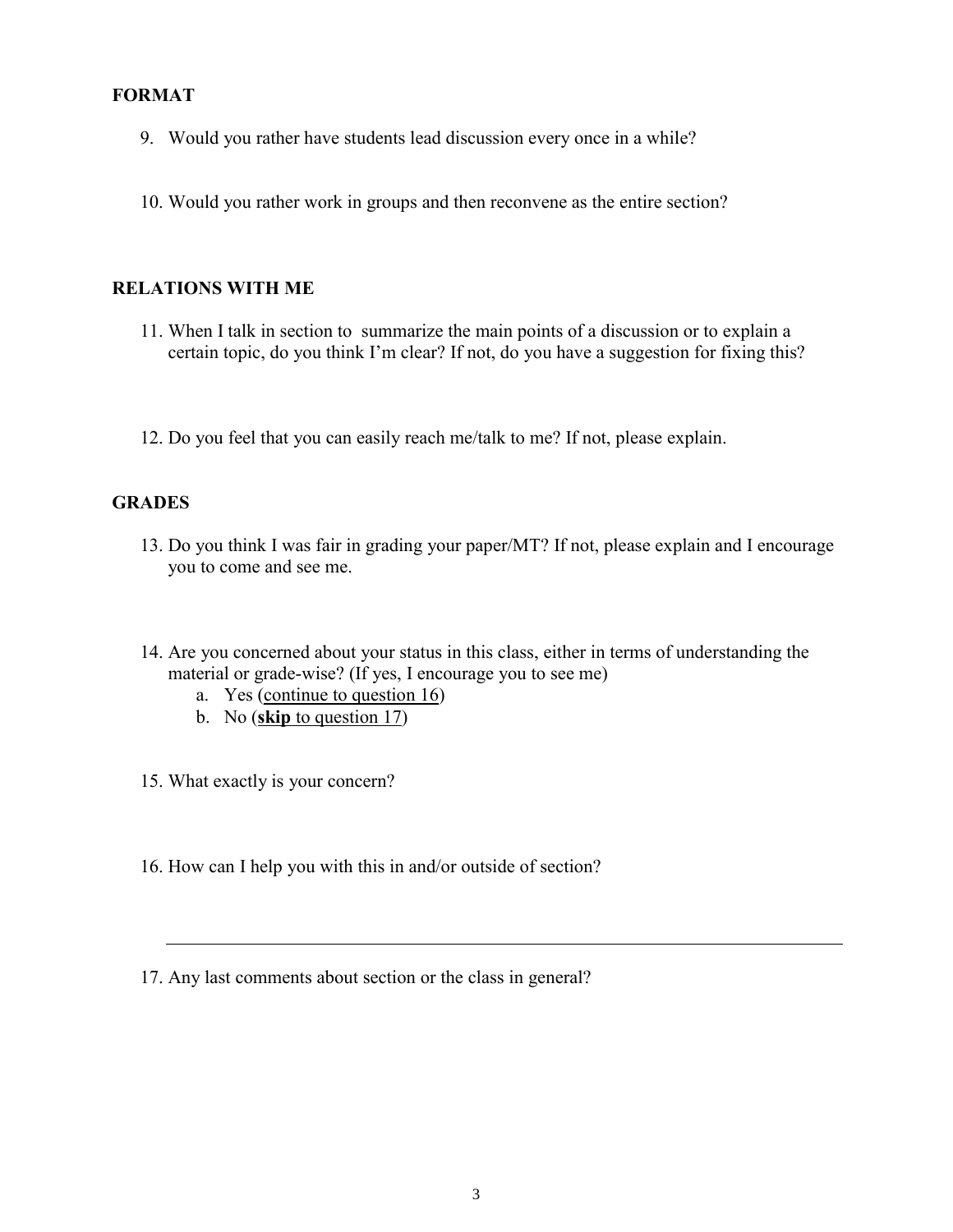**FORMAT**

9. Would you rather have students lead discussion every once in a while?

10. Would you rather work in groups and then reconvene as the entire section?

**RELATIONS WITH ME**

11. When I talk in section to summarize the main points of a discussion or to explain a certain topic, do you think I'm clear? If not, do you have a suggestion for fixing this?

12. Do you feel that you can easily reach me/talk to me? If not, please explain.

**GRADES**

13. Do you think I was fair in grading your paper/MT? If not, please explain and I encourage you to come and see me.

14. Are you concerned about your status in this class, either in terms of understanding the material or grade-wise? (If yes, I encourage you to see me)
    a. Yes (<u>continue to question 16</u>)
    b. No (<u>**skip** to question 17</u>)

15. What exactly is your concern?

16. How can I help you with this in and/or outside of section?

---

17. Any last comments about section or the class in general?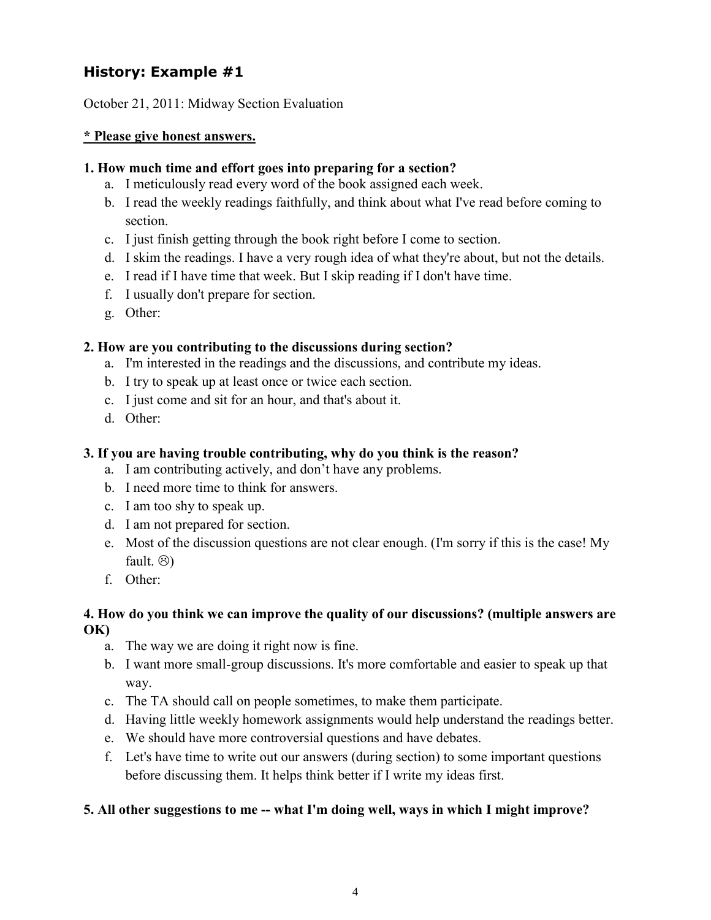## History: Example #1

October 21, 2011: Midway Section Evaluation

**<u>* Please give honest answers.</u>**

**1. How much time and effort goes into preparing for a section?**

a. I meticulously read every word of the book assigned each week.
b. I read the weekly readings faithfully, and think about what I've read before coming to section.
c. I just finish getting through the book right before I come to section.
d. I skim the readings. I have a very rough idea of what they're about, but not the details.
e. I read if I have time that week. But I skip reading if I don't have time.
f. I usually don't prepare for section.
g. Other:

**2. How are you contributing to the discussions during section?**

a. I'm interested in the readings and the discussions, and contribute my ideas.
b. I try to speak up at least once or twice each section.
c. I just come and sit for an hour, and that's about it.
d. Other:

**3. If you are having trouble contributing, why do you think is the reason?**

a. I am contributing actively, and don't have any problems.
b. I need more time to think for answers.
c. I am too shy to speak up.
d. I am not prepared for section.
e. Most of the discussion questions are not clear enough. (I'm sorry if this is the case! My fault. ☹)
f. Other:

**4. How do you think we can improve the quality of our discussions? (multiple answers are OK)**

a. The way we are doing it right now is fine.
b. I want more small-group discussions. It's more comfortable and easier to speak up that way.
c. The TA should call on people sometimes, to make them participate.
d. Having little weekly homework assignments would help understand the readings better.
e. We should have more controversial questions and have debates.
f. Let's have time to write out our answers (during section) to some important questions before discussing them. It helps think better if I write my ideas first.

**5. All other suggestions to me -- what I'm doing well, ways in which I might improve?**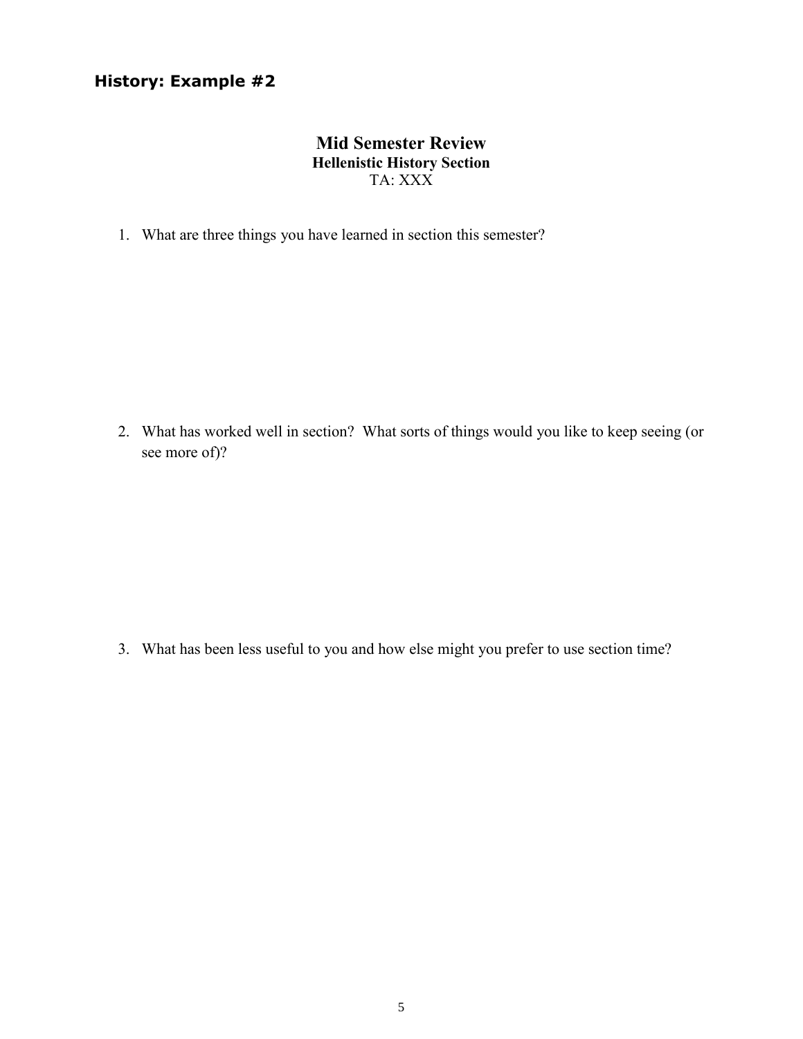## History: Example #2

# Mid Semester Review

**Hellenistic History Section**

TA: XXX

1. What are three things you have learned in section this semester?

2. What has worked well in section? What sorts of things would you like to keep seeing (or see more of)?

3. What has been less useful to you and how else might you prefer to use section time?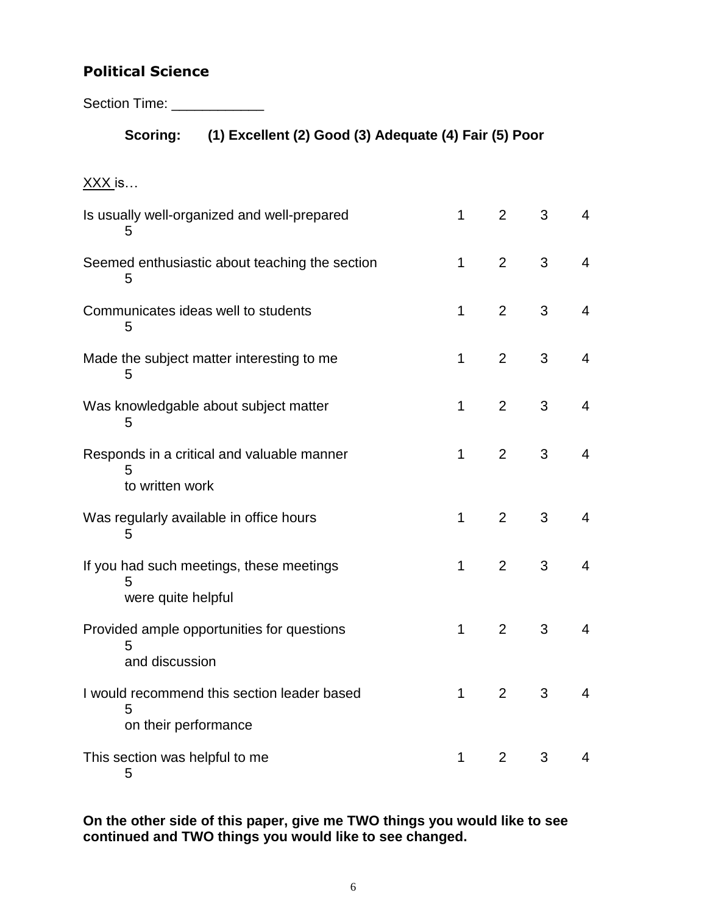**Political Science**

Section Time: \_\_\_\_\_\_\_\_\_\_\_\_

**Scoring: (1) Excellent (2) Good (3) Adequate (4) Fair (5) Poor**

<u>XXX</u> is…

| | | | | | |
|---|---|---|---|---|---|
| Is usually well-organized and well-prepared | 1 | 2 | 3 | 4 | 5 |
| Seemed enthusiastic about teaching the section | 1 | 2 | 3 | 4 | 5 |
| Communicates ideas well to students | 1 | 2 | 3 | 4 | 5 |
| Made the subject matter interesting to me | 1 | 2 | 3 | 4 | 5 |
| Was knowledgable about subject matter | 1 | 2 | 3 | 4 | 5 |
| Responds in a critical and valuable manner to written work | 1 | 2 | 3 | 4 | 5 |
| Was regularly available in office hours | 1 | 2 | 3 | 4 | 5 |
| If you had such meetings, these meetings were quite helpful | 1 | 2 | 3 | 4 | 5 |
| Provided ample opportunities for questions and discussion | 1 | 2 | 3 | 4 | 5 |
| I would recommend this section leader based on their performance | 1 | 2 | 3 | 4 | 5 |
| This section was helpful to me | 1 | 2 | 3 | 4 | 5 |

**On the other side of this paper, give me TWO things you would like to see continued and TWO things you would like to see changed.**